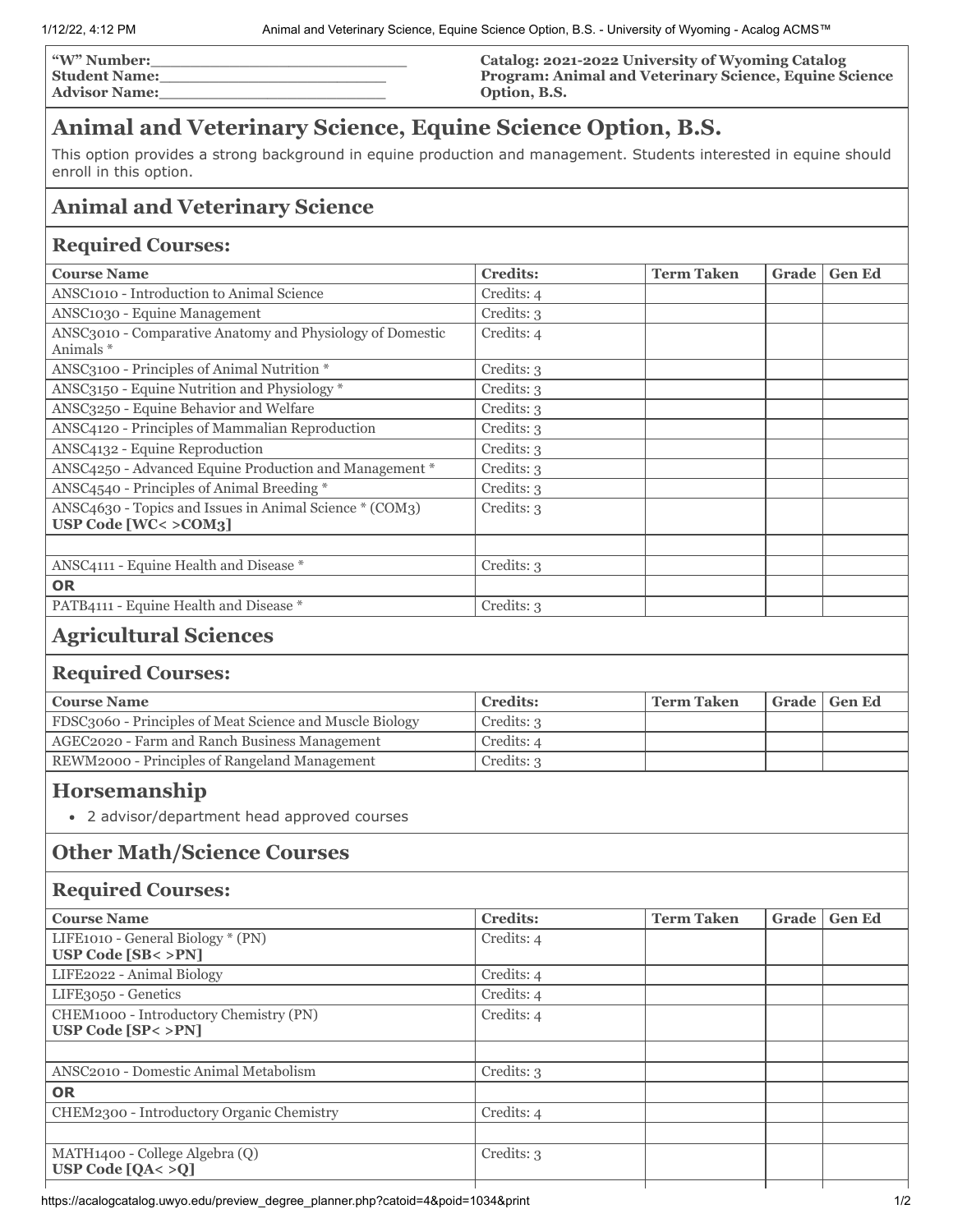"W" Number:\_\_\_\_\_\_\_\_\_\_\_\_\_\_\_\_\_\_\_\_\_\_\_\_
**Student Name:**\_\_\_\_\_\_\_\_\_\_\_\_\_\_\_\_\_\_\_\_\_\_\_\_
**Advisor Name:**\_\_\_\_\_\_\_\_\_\_\_\_\_\_\_\_\_\_\_\_\_\_\_\_

**Catalog: 2021-2022 University of Wyoming Catalog**
**Program: Animal and Veterinary Science, Equine Science Option, B.S.**

# Animal and Veterinary Science, Equine Science Option, B.S.

This option provides a strong background in equine production and management. Students interested in equine should enroll in this option.

## Animal and Veterinary Science

### Required Courses:

| Course Name | Credits: | Term Taken | Grade | Gen Ed |
|---|---|---|---|---|
| ANSC1010 - Introduction to Animal Science | Credits: 4 | | | |
| ANSC1030 - Equine Management | Credits: 3 | | | |
| ANSC3010 - Comparative Anatomy and Physiology of Domestic Animals * | Credits: 4 | | | |
| ANSC3100 - Principles of Animal Nutrition * | Credits: 3 | | | |
| ANSC3150 - Equine Nutrition and Physiology * | Credits: 3 | | | |
| ANSC3250 - Equine Behavior and Welfare | Credits: 3 | | | |
| ANSC4120 - Principles of Mammalian Reproduction | Credits: 3 | | | |
| ANSC4132 - Equine Reproduction | Credits: 3 | | | |
| ANSC4250 - Advanced Equine Production and Management * | Credits: 3 | | | |
| ANSC4540 - Principles of Animal Breeding * | Credits: 3 | | | |
| ANSC4630 - Topics and Issues in Animal Science * (COM3) **USP Code [WC< >COM3]** | Credits: 3 | | | |
| | | | | |
| ANSC4111 - Equine Health and Disease * | Credits: 3 | | | |
| **OR** | | | | |
| PATB4111 - Equine Health and Disease * | Credits: 3 | | | |

## Agricultural Sciences

### Required Courses:

| Course Name | Credits: | Term Taken | Grade | Gen Ed |
|---|---|---|---|---|
| FDSC3060 - Principles of Meat Science and Muscle Biology | Credits: 3 | | | |
| AGEC2020 - Farm and Ranch Business Management | Credits: 4 | | | |
| REWM2000 - Principles of Rangeland Management | Credits: 3 | | | |

## Horsemanship

- 2 advisor/department head approved courses

## Other Math/Science Courses

### Required Courses:

| Course Name | Credits: | Term Taken | Grade | Gen Ed |
|---|---|---|---|---|
| LIFE1010 - General Biology * (PN) **USP Code [SB< >PN]** | Credits: 4 | | | |
| LIFE2022 - Animal Biology | Credits: 4 | | | |
| LIFE3050 - Genetics | Credits: 4 | | | |
| CHEM1000 - Introductory Chemistry (PN) **USP Code [SP< >PN]** | Credits: 4 | | | |
| | | | | |
| ANSC2010 - Domestic Animal Metabolism | Credits: 3 | | | |
| **OR** | | | | |
| CHEM2300 - Introductory Organic Chemistry | Credits: 4 | | | |
| | | | | |
| MATH1400 - College Algebra (Q) **USP Code [QA< >Q]** | Credits: 3 | | | |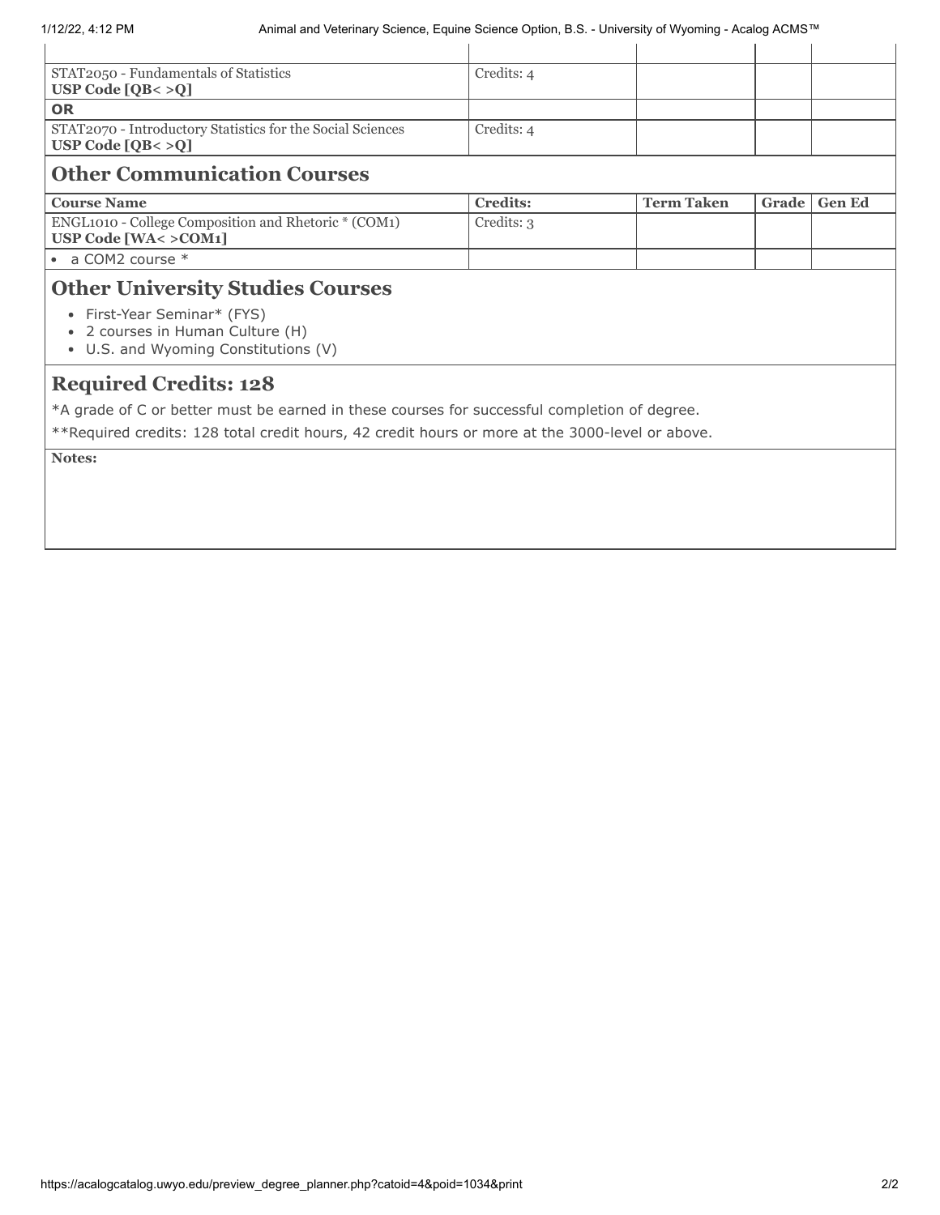| | | | | |
|---|---|---|---|---|
| STAT2050 - Fundamentals of Statistics **USP Code [QB< >Q]** | Credits: 4 | | | |
| **OR** | | | | |
| STAT2070 - Introductory Statistics for the Social Sciences **USP Code [QB< >Q]** | Credits: 4 | | | |

## Other Communication Courses

| Course Name | Credits: | Term Taken | Grade | Gen Ed |
|---|---|---|---|---|
| ENGL1010 - College Composition and Rhetoric * (COM1) **USP Code [WA< >COM1]** | Credits: 3 | | | |
| • a COM2 course * | | | | |

## Other University Studies Courses

- First-Year Seminar* (FYS)
- 2 courses in Human Culture (H)
- U.S. and Wyoming Constitutions (V)

## Required Credits: 128

*A grade of C or better must be earned in these courses for successful completion of degree.

**Required credits: 128 total credit hours, 42 credit hours or more at the 3000-level or above.

**Notes:**